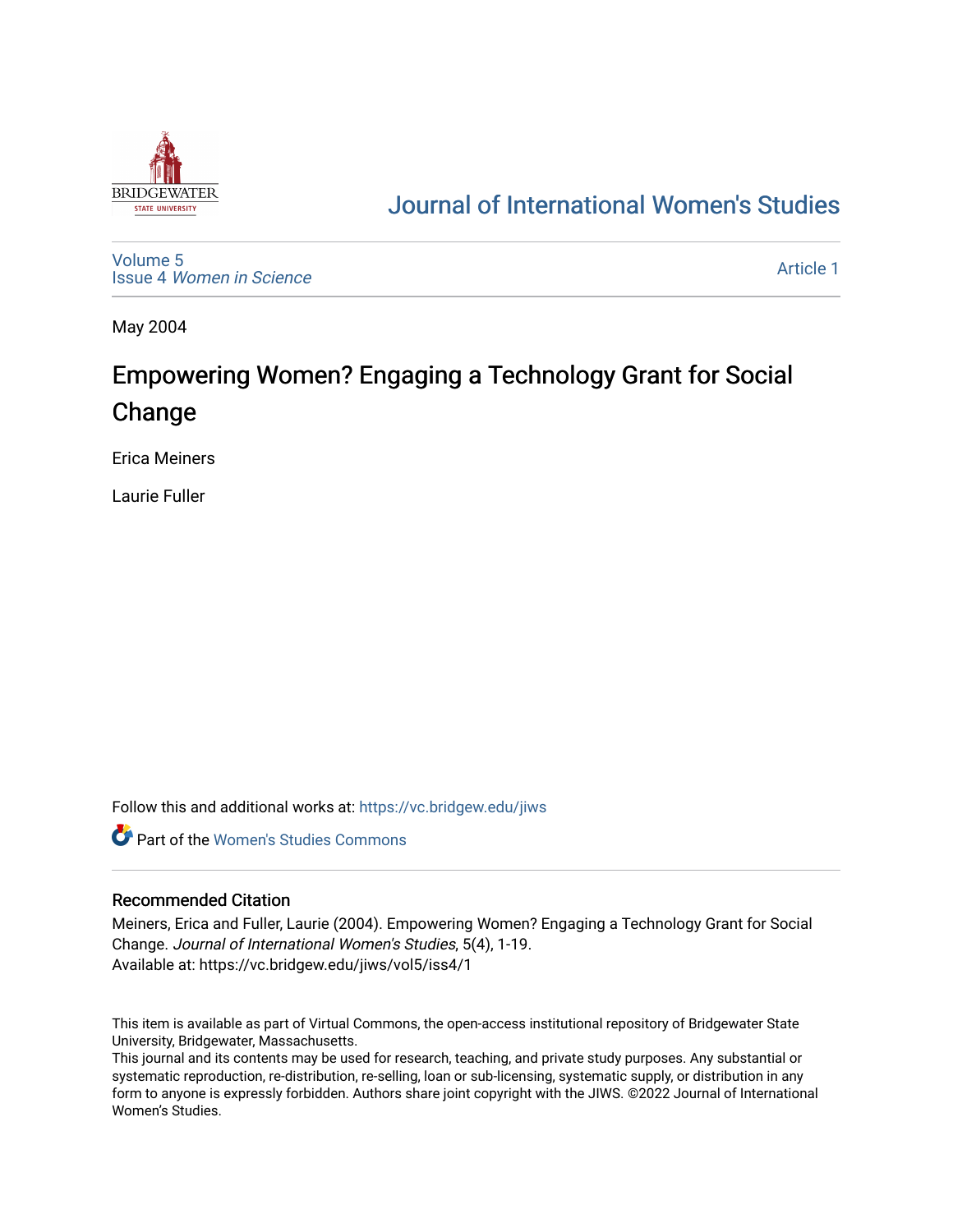Journal of International Women's Studies

Volume 5
Issue 4 *Women in Science*

Article 1

May 2004

# Empowering Women? Engaging a Technology Grant for Social Change

Erica Meiners

Laurie Fuller

Follow this and additional works at: https://vc.bridgew.edu/jiws

Part of the Women's Studies Commons

## Recommended Citation

Meiners, Erica and Fuller, Laurie (2004). Empowering Women? Engaging a Technology Grant for Social Change. *Journal of International Women's Studies*, 5(4), 1-19.
Available at: https://vc.bridgew.edu/jiws/vol5/iss4/1

This item is available as part of Virtual Commons, the open-access institutional repository of Bridgewater State University, Bridgewater, Massachusetts.
This journal and its contents may be used for research, teaching, and private study purposes. Any substantial or systematic reproduction, re-distribution, re-selling, loan or sub-licensing, systematic supply, or distribution in any form to anyone is expressly forbidden. Authors share joint copyright with the JIWS. ©2022 Journal of International Women's Studies.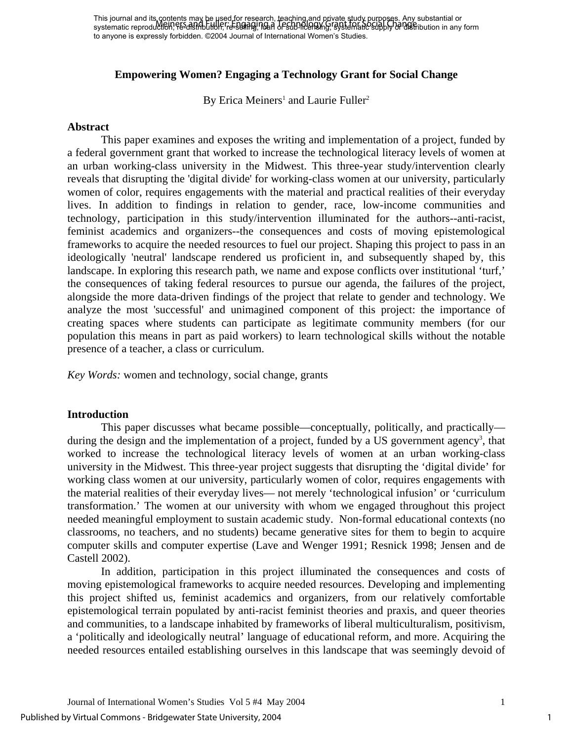# Empowering Women? Engaging a Technology Grant for Social Change

By Erica Meiners[1] and Laurie Fuller[2]

## Abstract

This paper examines and exposes the writing and implementation of a project, funded by a federal government grant that worked to increase the technological literacy levels of women at an urban working-class university in the Midwest. This three-year study/intervention clearly reveals that disrupting the 'digital divide' for working-class women at our university, particularly women of color, requires engagements with the material and practical realities of their everyday lives. In addition to findings in relation to gender, race, low-income communities and technology, participation in this study/intervention illuminated for the authors--anti-racist, feminist academics and organizers--the consequences and costs of moving epistemological frameworks to acquire the needed resources to fuel our project. Shaping this project to pass in an ideologically 'neutral' landscape rendered us proficient in, and subsequently shaped by, this landscape. In exploring this research path, we name and expose conflicts over institutional 'turf,' the consequences of taking federal resources to pursue our agenda, the failures of the project, alongside the more data-driven findings of the project that relate to gender and technology. We analyze the most 'successful' and unimagined component of this project: the importance of creating spaces where students can participate as legitimate community members (for our population this means in part as paid workers) to learn technological skills without the notable presence of a teacher, a class or curriculum.

*Key Words:* women and technology, social change, grants

## Introduction

This paper discusses what became possible—conceptually, politically, and practically—during the design and the implementation of a project, funded by a US government agency[3], that worked to increase the technological literacy levels of women at an urban working-class university in the Midwest. This three-year project suggests that disrupting the 'digital divide' for working class women at our university, particularly women of color, requires engagements with the material realities of their everyday lives— not merely 'technological infusion' or 'curriculum transformation.' The women at our university with whom we engaged throughout this project needed meaningful employment to sustain academic study. Non-formal educational contexts (no classrooms, no teachers, and no students) became generative sites for them to begin to acquire computer skills and computer expertise (Lave and Wenger 1991; Resnick 1998; Jensen and de Castell 2002).

In addition, participation in this project illuminated the consequences and costs of moving epistemological frameworks to acquire needed resources. Developing and implementing this project shifted us, feminist academics and organizers, from our relatively comfortable epistemological terrain populated by anti-racist feminist theories and praxis, and queer theories and communities, to a landscape inhabited by frameworks of liberal multiculturalism, positivism, a 'politically and ideologically neutral' language of educational reform, and more. Acquiring the needed resources entailed establishing ourselves in this landscape that was seemingly devoid of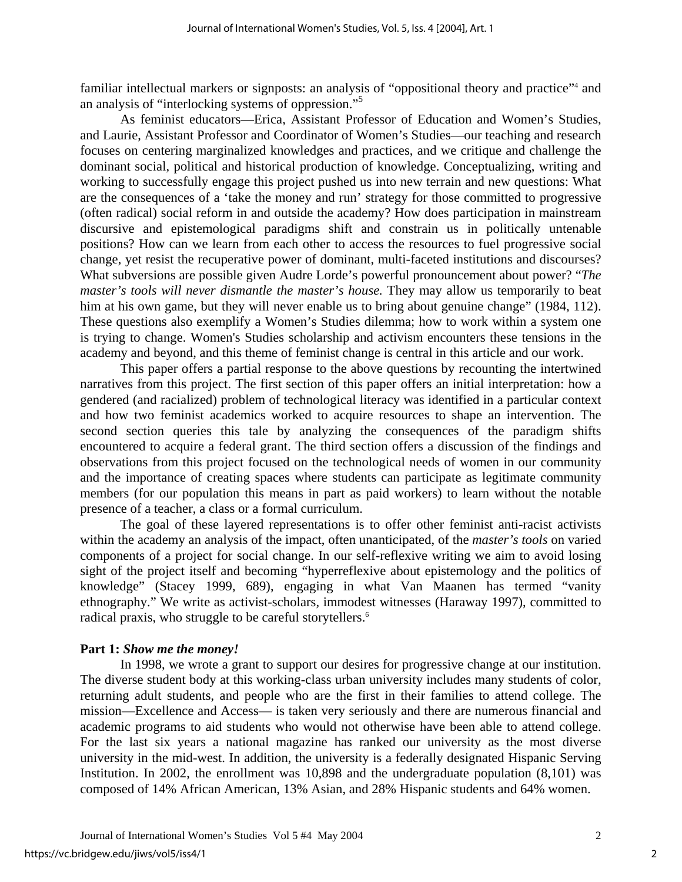familiar intellectual markers or signposts: an analysis of "oppositional theory and practice"[4] and an analysis of "interlocking systems of oppression."[5]

As feminist educators—Erica, Assistant Professor of Education and Women's Studies, and Laurie, Assistant Professor and Coordinator of Women's Studies—our teaching and research focuses on centering marginalized knowledges and practices, and we critique and challenge the dominant social, political and historical production of knowledge. Conceptualizing, writing and working to successfully engage this project pushed us into new terrain and new questions: What are the consequences of a 'take the money and run' strategy for those committed to progressive (often radical) social reform in and outside the academy? How does participation in mainstream discursive and epistemological paradigms shift and constrain us in politically untenable positions? How can we learn from each other to access the resources to fuel progressive social change, yet resist the recuperative power of dominant, multi-faceted institutions and discourses? What subversions are possible given Audre Lorde's powerful pronouncement about power? "*The master's tools will never dismantle the master's house.* They may allow us temporarily to beat him at his own game, but they will never enable us to bring about genuine change" (1984, 112). These questions also exemplify a Women's Studies dilemma; how to work within a system one is trying to change. Women's Studies scholarship and activism encounters these tensions in the academy and beyond, and this theme of feminist change is central in this article and our work.

This paper offers a partial response to the above questions by recounting the intertwined narratives from this project. The first section of this paper offers an initial interpretation: how a gendered (and racialized) problem of technological literacy was identified in a particular context and how two feminist academics worked to acquire resources to shape an intervention. The second section queries this tale by analyzing the consequences of the paradigm shifts encountered to acquire a federal grant. The third section offers a discussion of the findings and observations from this project focused on the technological needs of women in our community and the importance of creating spaces where students can participate as legitimate community members (for our population this means in part as paid workers) to learn without the notable presence of a teacher, a class or a formal curriculum.

The goal of these layered representations is to offer other feminist anti-racist activists within the academy an analysis of the impact, often unanticipated, of the *master's tools* on varied components of a project for social change. In our self-reflexive writing we aim to avoid losing sight of the project itself and becoming "hyperreflexive about epistemology and the politics of knowledge" (Stacey 1999, 689), engaging in what Van Maanen has termed "vanity ethnography." We write as activist-scholars, immodest witnesses (Haraway 1997), committed to radical praxis, who struggle to be careful storytellers.[6]

**Part 1:** ***Show me the money!***

In 1998, we wrote a grant to support our desires for progressive change at our institution. The diverse student body at this working-class urban university includes many students of color, returning adult students, and people who are the first in their families to attend college. The mission—Excellence and Access— is taken very seriously and there are numerous financial and academic programs to aid students who would not otherwise have been able to attend college. For the last six years a national magazine has ranked our university as the most diverse university in the mid-west. In addition, the university is a federally designated Hispanic Serving Institution. In 2002, the enrollment was 10,898 and the undergraduate population (8,101) was composed of 14% African American, 13% Asian, and 28% Hispanic students and 64% women.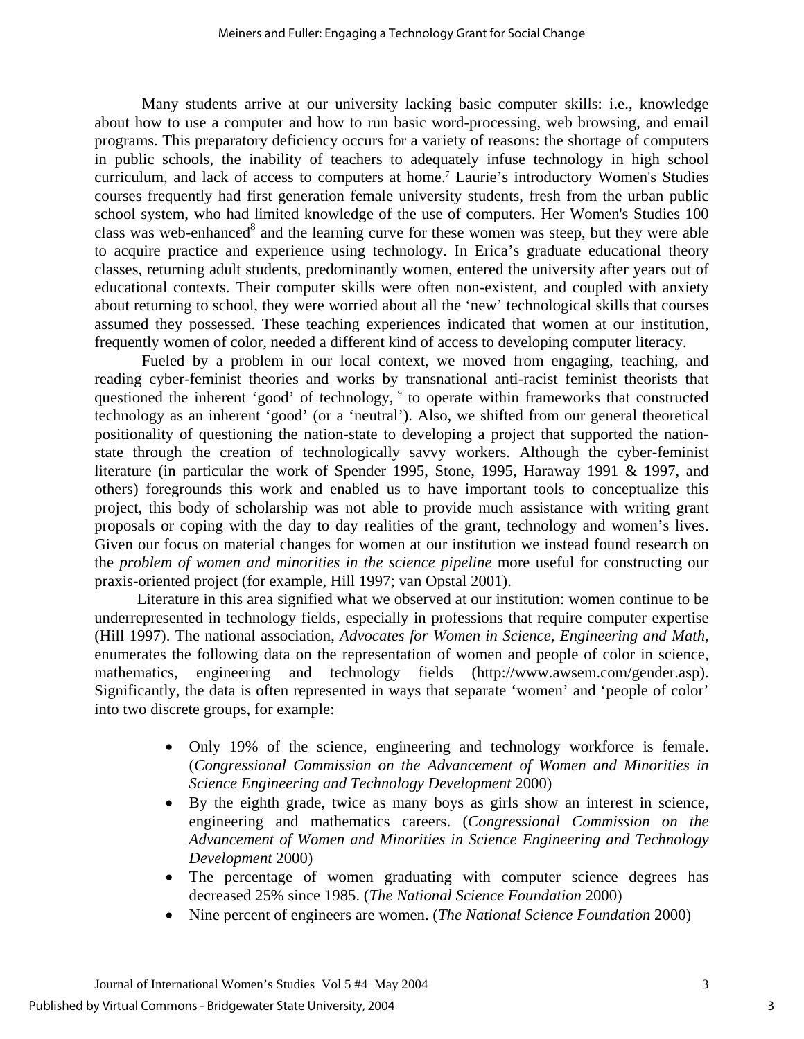Many students arrive at our university lacking basic computer skills: i.e., knowledge about how to use a computer and how to run basic word-processing, web browsing, and email programs. This preparatory deficiency occurs for a variety of reasons: the shortage of computers in public schools, the inability of teachers to adequately infuse technology in high school curriculum, and lack of access to computers at home.[7] Laurie's introductory Women's Studies courses frequently had first generation female university students, fresh from the urban public school system, who had limited knowledge of the use of computers. Her Women's Studies 100 class was web-enhanced[8] and the learning curve for these women was steep, but they were able to acquire practice and experience using technology. In Erica's graduate educational theory classes, returning adult students, predominantly women, entered the university after years out of educational contexts. Their computer skills were often non-existent, and coupled with anxiety about returning to school, they were worried about all the 'new' technological skills that courses assumed they possessed. These teaching experiences indicated that women at our institution, frequently women of color, needed a different kind of access to developing computer literacy.

Fueled by a problem in our local context, we moved from engaging, teaching, and reading cyber-feminist theories and works by transnational anti-racist feminist theorists that questioned the inherent 'good' of technology, [9] to operate within frameworks that constructed technology as an inherent 'good' (or a 'neutral'). Also, we shifted from our general theoretical positionality of questioning the nation-state to developing a project that supported the nation-state through the creation of technologically savvy workers. Although the cyber-feminist literature (in particular the work of Spender 1995, Stone, 1995, Haraway 1991 & 1997, and others) foregrounds this work and enabled us to have important tools to conceptualize this project, this body of scholarship was not able to provide much assistance with writing grant proposals or coping with the day to day realities of the grant, technology and women's lives. Given our focus on material changes for women at our institution we instead found research on the *problem of women and minorities in the science pipeline* more useful for constructing our praxis-oriented project (for example, Hill 1997; van Opstal 2001).

Literature in this area signified what we observed at our institution: women continue to be underrepresented in technology fields, especially in professions that require computer expertise (Hill 1997). The national association, *Advocates for Women in Science, Engineering and Math*, enumerates the following data on the representation of women and people of color in science, mathematics, engineering and technology fields (http://www.awsem.com/gender.asp). Significantly, the data is often represented in ways that separate 'women' and 'people of color' into two discrete groups, for example:

- Only 19% of the science, engineering and technology workforce is female. (*Congressional Commission on the Advancement of Women and Minorities in Science Engineering and Technology Development* 2000)
- By the eighth grade, twice as many boys as girls show an interest in science, engineering and mathematics careers. (*Congressional Commission on the Advancement of Women and Minorities in Science Engineering and Technology Development* 2000)
- The percentage of women graduating with computer science degrees has decreased 25% since 1985. (*The National Science Foundation* 2000)
- Nine percent of engineers are women. (*The National Science Foundation* 2000)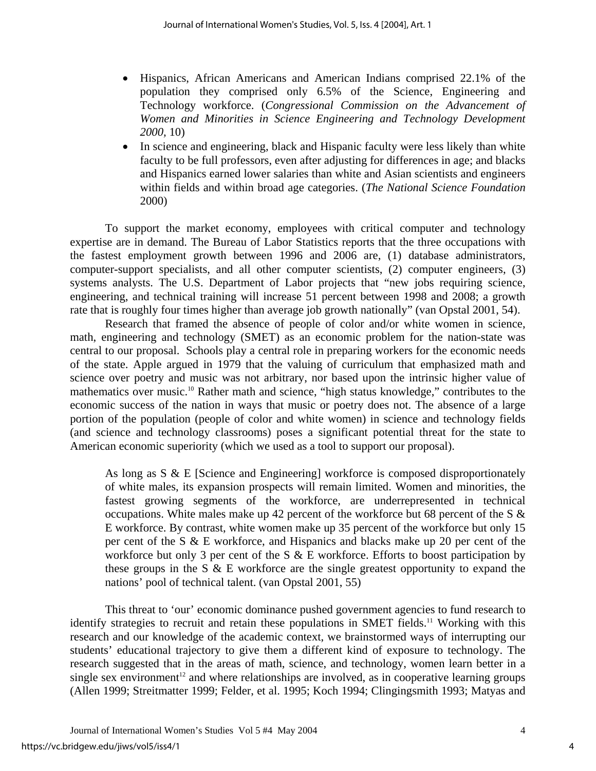- Hispanics, African Americans and American Indians comprised 22.1% of the population they comprised only 6.5% of the Science, Engineering and Technology workforce. (*Congressional Commission on the Advancement of Women and Minorities in Science Engineering and Technology Development 2000*, 10)
- In science and engineering, black and Hispanic faculty were less likely than white faculty to be full professors, even after adjusting for differences in age; and blacks and Hispanics earned lower salaries than white and Asian scientists and engineers within fields and within broad age categories. (*The National Science Foundation* 2000)

To support the market economy, employees with critical computer and technology expertise are in demand. The Bureau of Labor Statistics reports that the three occupations with the fastest employment growth between 1996 and 2006 are, (1) database administrators, computer-support specialists, and all other computer scientists, (2) computer engineers, (3) systems analysts. The U.S. Department of Labor projects that "new jobs requiring science, engineering, and technical training will increase 51 percent between 1998 and 2008; a growth rate that is roughly four times higher than average job growth nationally" (van Opstal 2001, 54).

Research that framed the absence of people of color and/or white women in science, math, engineering and technology (SMET) as an economic problem for the nation-state was central to our proposal. Schools play a central role in preparing workers for the economic needs of the state. Apple argued in 1979 that the valuing of curriculum that emphasized math and science over poetry and music was not arbitrary, nor based upon the intrinsic higher value of mathematics over music.[10] Rather math and science, "high status knowledge," contributes to the economic success of the nation in ways that music or poetry does not. The absence of a large portion of the population (people of color and white women) in science and technology fields (and science and technology classrooms) poses a significant potential threat for the state to American economic superiority (which we used as a tool to support our proposal).

> As long as S & E [Science and Engineering] workforce is composed disproportionately of white males, its expansion prospects will remain limited. Women and minorities, the fastest growing segments of the workforce, are underrepresented in technical occupations. White males make up 42 percent of the workforce but 68 percent of the S & E workforce. By contrast, white women make up 35 percent of the workforce but only 15 per cent of the S & E workforce, and Hispanics and blacks make up 20 per cent of the workforce but only 3 per cent of the S & E workforce. Efforts to boost participation by these groups in the S & E workforce are the single greatest opportunity to expand the nations' pool of technical talent. (van Opstal 2001, 55)

This threat to 'our' economic dominance pushed government agencies to fund research to identify strategies to recruit and retain these populations in SMET fields.[11] Working with this research and our knowledge of the academic context, we brainstormed ways of interrupting our students' educational trajectory to give them a different kind of exposure to technology. The research suggested that in the areas of math, science, and technology, women learn better in a single sex environment[12] and where relationships are involved, as in cooperative learning groups (Allen 1999; Streitmatter 1999; Felder, et al. 1995; Koch 1994; Clingingsmith 1993; Matyas and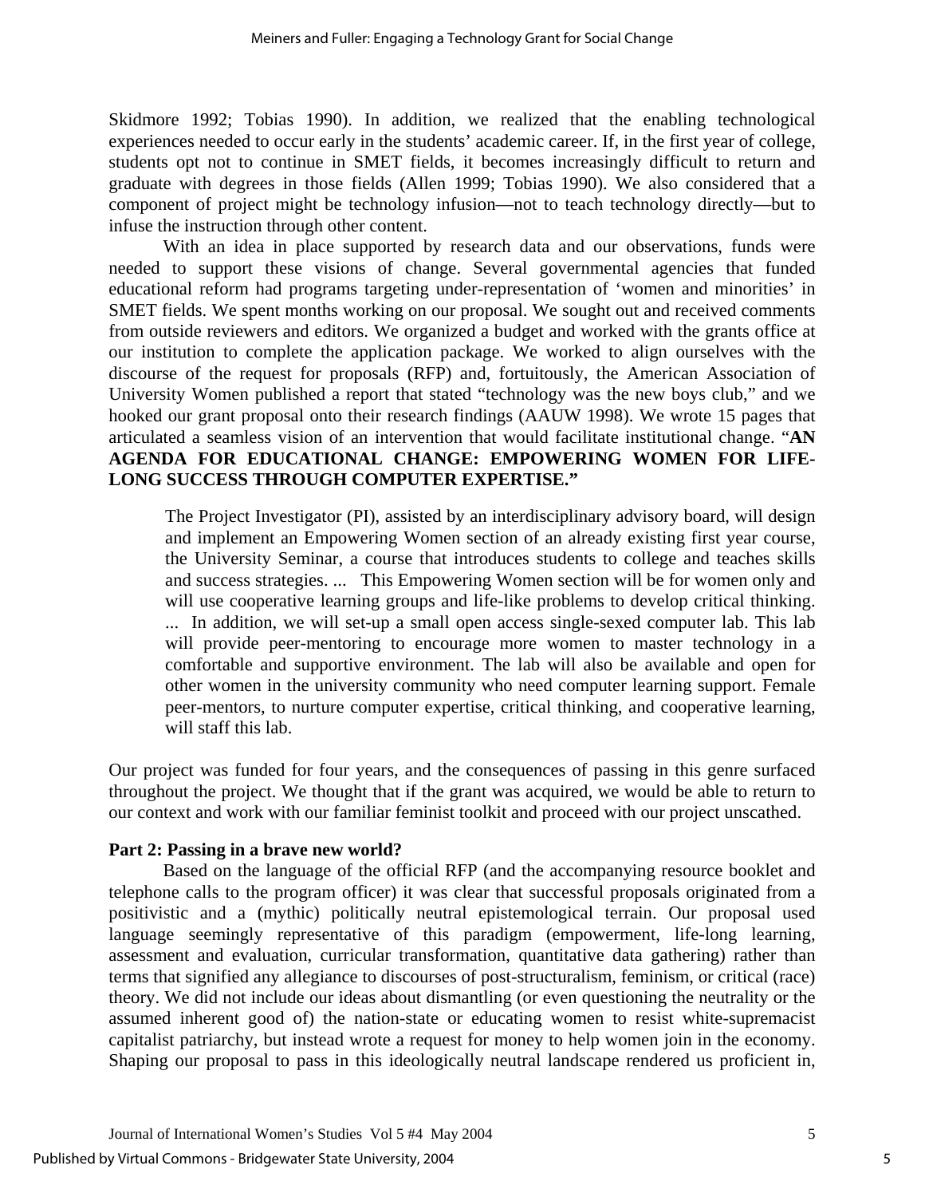Skidmore 1992; Tobias 1990). In addition, we realized that the enabling technological experiences needed to occur early in the students' academic career. If, in the first year of college, students opt not to continue in SMET fields, it becomes increasingly difficult to return and graduate with degrees in those fields (Allen 1999; Tobias 1990). We also considered that a component of project might be technology infusion—not to teach technology directly—but to infuse the instruction through other content.

With an idea in place supported by research data and our observations, funds were needed to support these visions of change. Several governmental agencies that funded educational reform had programs targeting under-representation of 'women and minorities' in SMET fields. We spent months working on our proposal. We sought out and received comments from outside reviewers and editors. We organized a budget and worked with the grants office at our institution to complete the application package. We worked to align ourselves with the discourse of the request for proposals (RFP) and, fortuitously, the American Association of University Women published a report that stated "technology was the new boys club," and we hooked our grant proposal onto their research findings (AAUW 1998). We wrote 15 pages that articulated a seamless vision of an intervention that would facilitate institutional change. "**AN AGENDA FOR EDUCATIONAL CHANGE: EMPOWERING WOMEN FOR LIFE-LONG SUCCESS THROUGH COMPUTER EXPERTISE."**

> The Project Investigator (PI), assisted by an interdisciplinary advisory board, will design and implement an Empowering Women section of an already existing first year course, the University Seminar, a course that introduces students to college and teaches skills and success strategies. ... This Empowering Women section will be for women only and will use cooperative learning groups and life-like problems to develop critical thinking. ... In addition, we will set-up a small open access single-sexed computer lab. This lab will provide peer-mentoring to encourage more women to master technology in a comfortable and supportive environment. The lab will also be available and open for other women in the university community who need computer learning support. Female peer-mentors, to nurture computer expertise, critical thinking, and cooperative learning, will staff this lab.

Our project was funded for four years, and the consequences of passing in this genre surfaced throughout the project. We thought that if the grant was acquired, we would be able to return to our context and work with our familiar feminist toolkit and proceed with our project unscathed.

**Part 2: Passing in a brave new world?**

Based on the language of the official RFP (and the accompanying resource booklet and telephone calls to the program officer) it was clear that successful proposals originated from a positivistic and a (mythic) politically neutral epistemological terrain. Our proposal used language seemingly representative of this paradigm (empowerment, life-long learning, assessment and evaluation, curricular transformation, quantitative data gathering) rather than terms that signified any allegiance to discourses of post-structuralism, feminism, or critical (race) theory. We did not include our ideas about dismantling (or even questioning the neutrality or the assumed inherent good of) the nation-state or educating women to resist white-supremacist capitalist patriarchy, but instead wrote a request for money to help women join in the economy. Shaping our proposal to pass in this ideologically neutral landscape rendered us proficient in,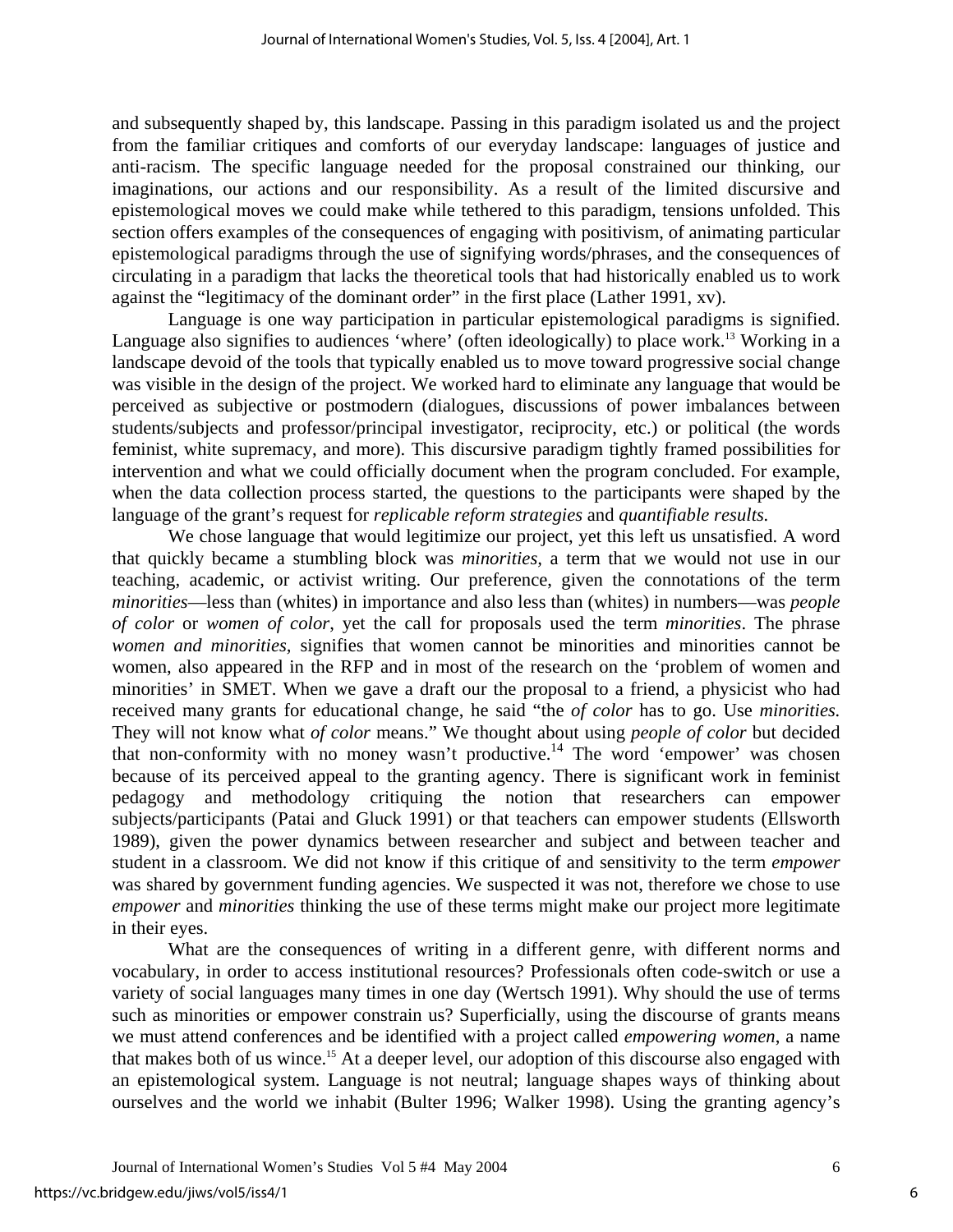and subsequently shaped by, this landscape. Passing in this paradigm isolated us and the project from the familiar critiques and comforts of our everyday landscape: languages of justice and anti-racism. The specific language needed for the proposal constrained our thinking, our imaginations, our actions and our responsibility. As a result of the limited discursive and epistemological moves we could make while tethered to this paradigm, tensions unfolded. This section offers examples of the consequences of engaging with positivism, of animating particular epistemological paradigms through the use of signifying words/phrases, and the consequences of circulating in a paradigm that lacks the theoretical tools that had historically enabled us to work against the "legitimacy of the dominant order" in the first place (Lather 1991, xv).

Language is one way participation in particular epistemological paradigms is signified. Language also signifies to audiences 'where' (often ideologically) to place work.[13] Working in a landscape devoid of the tools that typically enabled us to move toward progressive social change was visible in the design of the project. We worked hard to eliminate any language that would be perceived as subjective or postmodern (dialogues, discussions of power imbalances between students/subjects and professor/principal investigator, reciprocity, etc.) or political (the words feminist, white supremacy, and more). This discursive paradigm tightly framed possibilities for intervention and what we could officially document when the program concluded. For example, when the data collection process started, the questions to the participants were shaped by the language of the grant's request for *replicable reform strategies* and *quantifiable results.*

We chose language that would legitimize our project, yet this left us unsatisfied. A word that quickly became a stumbling block was *minorities*, a term that we would not use in our teaching, academic, or activist writing. Our preference, given the connotations of the term *minorities*—less than (whites) in importance and also less than (whites) in numbers—was *people of color* or *women of color*, yet the call for proposals used the term *minorities*. The phrase *women and minorities,* signifies that women cannot be minorities and minorities cannot be women, also appeared in the RFP and in most of the research on the 'problem of women and minorities' in SMET. When we gave a draft our the proposal to a friend, a physicist who had received many grants for educational change, he said "the *of color* has to go. Use *minorities.* They will not know what *of color* means." We thought about using *people of color* but decided that non-conformity with no money wasn't productive.[14] The word 'empower' was chosen because of its perceived appeal to the granting agency. There is significant work in feminist pedagogy and methodology critiquing the notion that researchers can empower subjects/participants (Patai and Gluck 1991) or that teachers can empower students (Ellsworth 1989), given the power dynamics between researcher and subject and between teacher and student in a classroom. We did not know if this critique of and sensitivity to the term *empower* was shared by government funding agencies. We suspected it was not, therefore we chose to use *empower* and *minorities* thinking the use of these terms might make our project more legitimate in their eyes.

What are the consequences of writing in a different genre, with different norms and vocabulary, in order to access institutional resources? Professionals often code-switch or use a variety of social languages many times in one day (Wertsch 1991). Why should the use of terms such as minorities or empower constrain us? Superficially, using the discourse of grants means we must attend conferences and be identified with a project called *empowering women*, a name that makes both of us wince.[15] At a deeper level, our adoption of this discourse also engaged with an epistemological system. Language is not neutral; language shapes ways of thinking about ourselves and the world we inhabit (Bulter 1996; Walker 1998). Using the granting agency's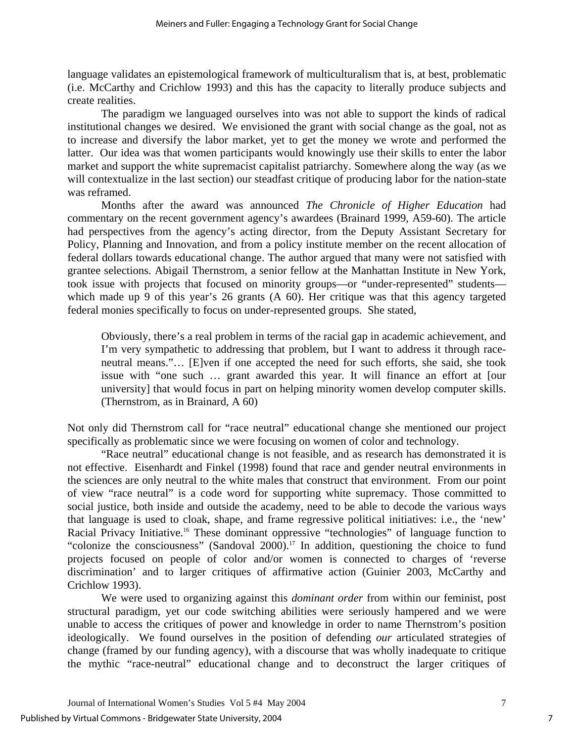language validates an epistemological framework of multiculturalism that is, at best, problematic (i.e. McCarthy and Crichlow 1993) and this has the capacity to literally produce subjects and create realities.

The paradigm we languaged ourselves into was not able to support the kinds of radical institutional changes we desired. We envisioned the grant with social change as the goal, not as to increase and diversify the labor market, yet to get the money we wrote and performed the latter. Our idea was that women participants would knowingly use their skills to enter the labor market and support the white supremacist capitalist patriarchy. Somewhere along the way (as we will contextualize in the last section) our steadfast critique of producing labor for the nation-state was reframed.

Months after the award was announced *The Chronicle of Higher Education* had commentary on the recent government agency's awardees (Brainard 1999, A59-60). The article had perspectives from the agency's acting director, from the Deputy Assistant Secretary for Policy, Planning and Innovation, and from a policy institute member on the recent allocation of federal dollars towards educational change. The author argued that many were not satisfied with grantee selections. Abigail Thernstrom, a senior fellow at the Manhattan Institute in New York, took issue with projects that focused on minority groups—or "under-represented" students—which made up 9 of this year's 26 grants (A 60). Her critique was that this agency targeted federal monies specifically to focus on under-represented groups. She stated,

> Obviously, there's a real problem in terms of the racial gap in academic achievement, and I'm very sympathetic to addressing that problem, but I want to address it through race-neutral means."… [E]ven if one accepted the need for such efforts, she said, she took issue with "one such … grant awarded this year. It will finance an effort at [our university] that would focus in part on helping minority women develop computer skills. (Thernstrom, as in Brainard, A 60)

Not only did Thernstrom call for "race neutral" educational change she mentioned our project specifically as problematic since we were focusing on women of color and technology.

"Race neutral" educational change is not feasible, and as research has demonstrated it is not effective. Eisenhardt and Finkel (1998) found that race and gender neutral environments in the sciences are only neutral to the white males that construct that environment. From our point of view "race neutral" is a code word for supporting white supremacy. Those committed to social justice, both inside and outside the academy, need to be able to decode the various ways that language is used to cloak, shape, and frame regressive political initiatives: i.e., the 'new' Racial Privacy Initiative.[16] These dominant oppressive "technologies" of language function to "colonize the consciousness" (Sandoval 2000).[17] In addition, questioning the choice to fund projects focused on people of color and/or women is connected to charges of 'reverse discrimination' and to larger critiques of affirmative action (Guinier 2003, McCarthy and Crichlow 1993).

We were used to organizing against this *dominant order* from within our feminist, post structural paradigm, yet our code switching abilities were seriously hampered and we were unable to access the critiques of power and knowledge in order to name Thernstrom's position ideologically. We found ourselves in the position of defending *our* articulated strategies of change (framed by our funding agency), with a discourse that was wholly inadequate to critique the mythic "race-neutral" educational change and to deconstruct the larger critiques of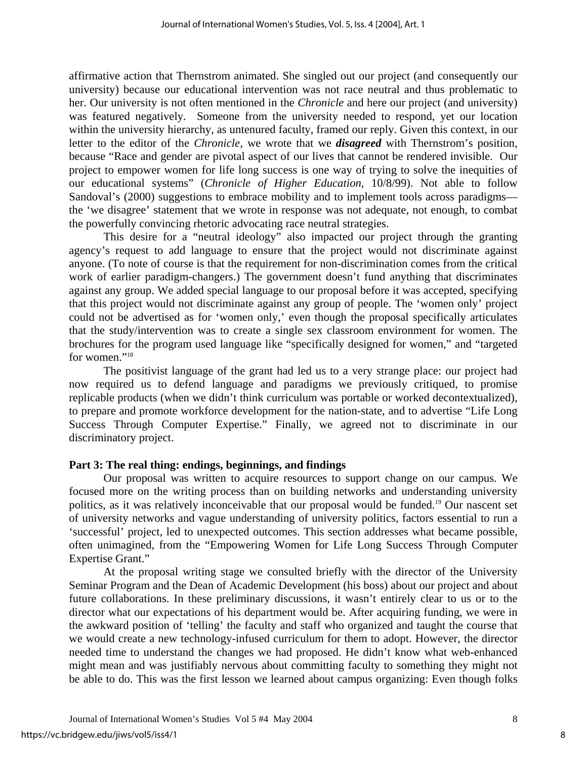affirmative action that Thernstrom animated. She singled out our project (and consequently our university) because our educational intervention was not race neutral and thus problematic to her. Our university is not often mentioned in the *Chronicle* and here our project (and university) was featured negatively. Someone from the university needed to respond, yet our location within the university hierarchy, as untenured faculty, framed our reply. Given this context, in our letter to the editor of the *Chronicle*, we wrote that we ***disagreed*** with Thernstrom's position, because "Race and gender are pivotal aspect of our lives that cannot be rendered invisible. Our project to empower women for life long success is one way of trying to solve the inequities of our educational systems" (*Chronicle of Higher Education*, 10/8/99). Not able to follow Sandoval's (2000) suggestions to embrace mobility and to implement tools across paradigms—the 'we disagree' statement that we wrote in response was not adequate, not enough, to combat the powerfully convincing rhetoric advocating race neutral strategies.

This desire for a "neutral ideology" also impacted our project through the granting agency's request to add language to ensure that the project would not discriminate against anyone. (To note of course is that the requirement for non-discrimination comes from the critical work of earlier paradigm-changers.) The government doesn't fund anything that discriminates against any group. We added special language to our proposal before it was accepted, specifying that this project would not discriminate against any group of people. The 'women only' project could not be advertised as for 'women only,' even though the proposal specifically articulates that the study/intervention was to create a single sex classroom environment for women. The brochures for the program used language like "specifically designed for women," and "targeted for women."[18]

The positivist language of the grant had led us to a very strange place: our project had now required us to defend language and paradigms we previously critiqued, to promise replicable products (when we didn't think curriculum was portable or worked decontextualized), to prepare and promote workforce development for the nation-state, and to advertise "Life Long Success Through Computer Expertise." Finally, we agreed not to discriminate in our discriminatory project.

**Part 3: The real thing: endings, beginnings, and findings**

Our proposal was written to acquire resources to support change on our campus. We focused more on the writing process than on building networks and understanding university politics, as it was relatively inconceivable that our proposal would be funded.[19] Our nascent set of university networks and vague understanding of university politics, factors essential to run a 'successful' project, led to unexpected outcomes. This section addresses what became possible, often unimagined, from the "Empowering Women for Life Long Success Through Computer Expertise Grant."

At the proposal writing stage we consulted briefly with the director of the University Seminar Program and the Dean of Academic Development (his boss) about our project and about future collaborations. In these preliminary discussions, it wasn't entirely clear to us or to the director what our expectations of his department would be. After acquiring funding, we were in the awkward position of 'telling' the faculty and staff who organized and taught the course that we would create a new technology-infused curriculum for them to adopt. However, the director needed time to understand the changes we had proposed. He didn't know what web-enhanced might mean and was justifiably nervous about committing faculty to something they might not be able to do. This was the first lesson we learned about campus organizing: Even though folks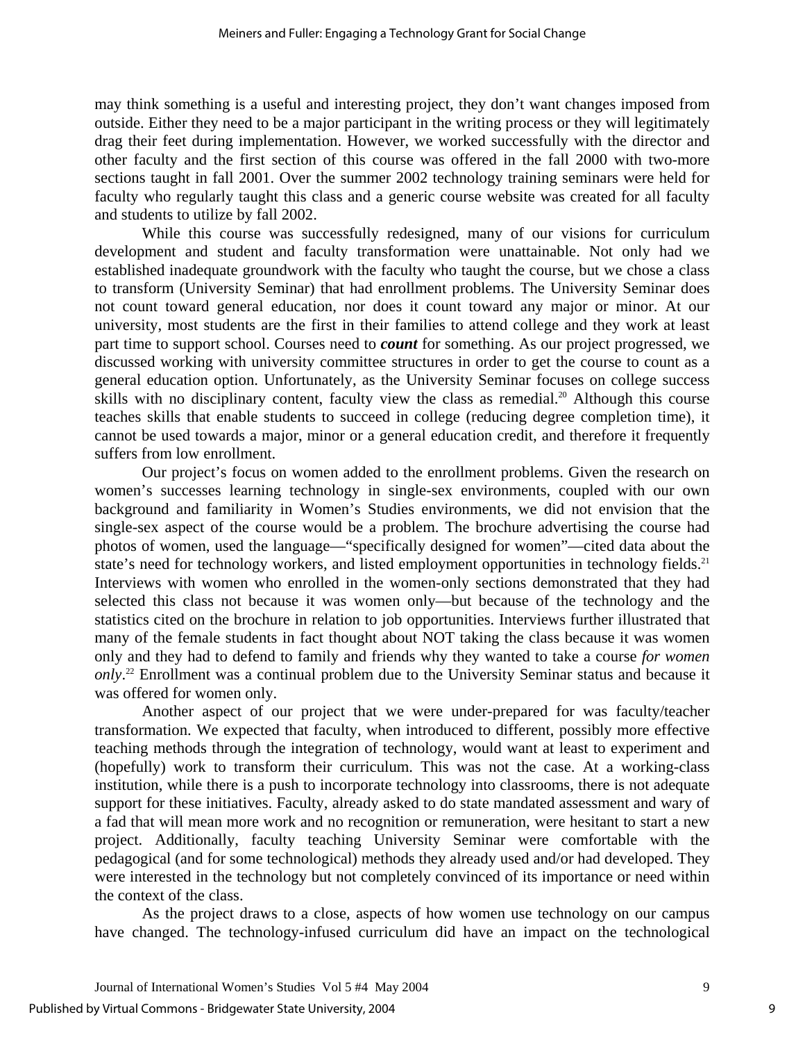may think something is a useful and interesting project, they don't want changes imposed from outside. Either they need to be a major participant in the writing process or they will legitimately drag their feet during implementation. However, we worked successfully with the director and other faculty and the first section of this course was offered in the fall 2000 with two-more sections taught in fall 2001. Over the summer 2002 technology training seminars were held for faculty who regularly taught this class and a generic course website was created for all faculty and students to utilize by fall 2002.

While this course was successfully redesigned, many of our visions for curriculum development and student and faculty transformation were unattainable. Not only had we established inadequate groundwork with the faculty who taught the course, but we chose a class to transform (University Seminar) that had enrollment problems. The University Seminar does not count toward general education, nor does it count toward any major or minor. At our university, most students are the first in their families to attend college and they work at least part time to support school. Courses need to ***count*** for something. As our project progressed, we discussed working with university committee structures in order to get the course to count as a general education option. Unfortunately, as the University Seminar focuses on college success skills with no disciplinary content, faculty view the class as remedial.[20] Although this course teaches skills that enable students to succeed in college (reducing degree completion time), it cannot be used towards a major, minor or a general education credit, and therefore it frequently suffers from low enrollment.

Our project's focus on women added to the enrollment problems. Given the research on women's successes learning technology in single-sex environments, coupled with our own background and familiarity in Women's Studies environments, we did not envision that the single-sex aspect of the course would be a problem. The brochure advertising the course had photos of women, used the language—"specifically designed for women"—cited data about the state's need for technology workers, and listed employment opportunities in technology fields.[21] Interviews with women who enrolled in the women-only sections demonstrated that they had selected this class not because it was women only—but because of the technology and the statistics cited on the brochure in relation to job opportunities. Interviews further illustrated that many of the female students in fact thought about NOT taking the class because it was women only and they had to defend to family and friends why they wanted to take a course *for women only*.[22] Enrollment was a continual problem due to the University Seminar status and because it was offered for women only.

Another aspect of our project that we were under-prepared for was faculty/teacher transformation. We expected that faculty, when introduced to different, possibly more effective teaching methods through the integration of technology, would want at least to experiment and (hopefully) work to transform their curriculum. This was not the case. At a working-class institution, while there is a push to incorporate technology into classrooms, there is not adequate support for these initiatives. Faculty, already asked to do state mandated assessment and wary of a fad that will mean more work and no recognition or remuneration, were hesitant to start a new project. Additionally, faculty teaching University Seminar were comfortable with the pedagogical (and for some technological) methods they already used and/or had developed. They were interested in the technology but not completely convinced of its importance or need within the context of the class.

As the project draws to a close, aspects of how women use technology on our campus have changed. The technology-infused curriculum did have an impact on the technological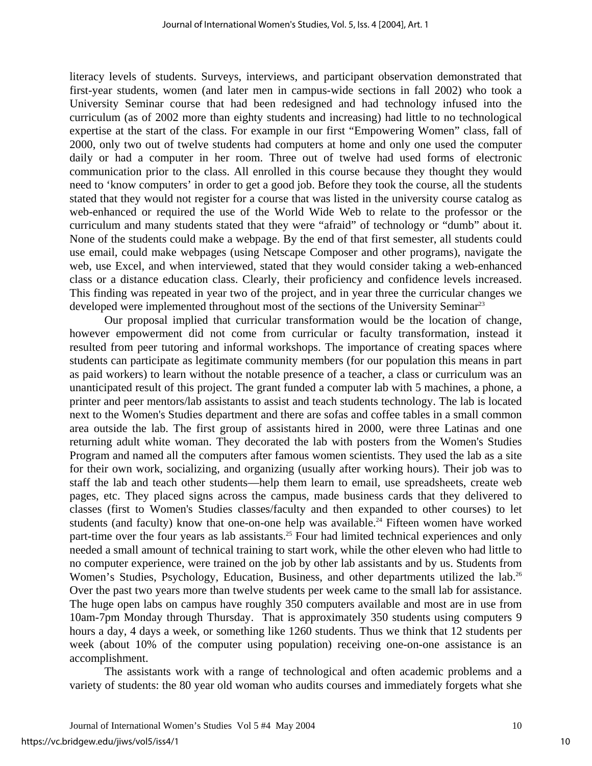literacy levels of students. Surveys, interviews, and participant observation demonstrated that first-year students, women (and later men in campus-wide sections in fall 2002) who took a University Seminar course that had been redesigned and had technology infused into the curriculum (as of 2002 more than eighty students and increasing) had little to no technological expertise at the start of the class. For example in our first "Empowering Women" class, fall of 2000, only two out of twelve students had computers at home and only one used the computer daily or had a computer in her room. Three out of twelve had used forms of electronic communication prior to the class. All enrolled in this course because they thought they would need to 'know computers' in order to get a good job. Before they took the course, all the students stated that they would not register for a course that was listed in the university course catalog as web-enhanced or required the use of the World Wide Web to relate to the professor or the curriculum and many students stated that they were "afraid" of technology or "dumb" about it. None of the students could make a webpage. By the end of that first semester, all students could use email, could make webpages (using Netscape Composer and other programs), navigate the web, use Excel, and when interviewed, stated that they would consider taking a web-enhanced class or a distance education class. Clearly, their proficiency and confidence levels increased. This finding was repeated in year two of the project, and in year three the curricular changes we developed were implemented throughout most of the sections of the University Seminar[23]

Our proposal implied that curricular transformation would be the location of change, however empowerment did not come from curricular or faculty transformation, instead it resulted from peer tutoring and informal workshops. The importance of creating spaces where students can participate as legitimate community members (for our population this means in part as paid workers) to learn without the notable presence of a teacher, a class or curriculum was an unanticipated result of this project. The grant funded a computer lab with 5 machines, a phone, a printer and peer mentors/lab assistants to assist and teach students technology. The lab is located next to the Women's Studies department and there are sofas and coffee tables in a small common area outside the lab. The first group of assistants hired in 2000, were three Latinas and one returning adult white woman. They decorated the lab with posters from the Women's Studies Program and named all the computers after famous women scientists. They used the lab as a site for their own work, socializing, and organizing (usually after working hours). Their job was to staff the lab and teach other students—help them learn to email, use spreadsheets, create web pages, etc. They placed signs across the campus, made business cards that they delivered to classes (first to Women's Studies classes/faculty and then expanded to other courses) to let students (and faculty) know that one-on-one help was available.[24] Fifteen women have worked part-time over the four years as lab assistants.[25] Four had limited technical experiences and only needed a small amount of technical training to start work, while the other eleven who had little to no computer experience, were trained on the job by other lab assistants and by us. Students from Women's Studies, Psychology, Education, Business, and other departments utilized the lab.[26] Over the past two years more than twelve students per week came to the small lab for assistance. The huge open labs on campus have roughly 350 computers available and most are in use from 10am-7pm Monday through Thursday. That is approximately 350 students using computers 9 hours a day, 4 days a week, or something like 1260 students. Thus we think that 12 students per week (about 10% of the computer using population) receiving one-on-one assistance is an accomplishment.

The assistants work with a range of technological and often academic problems and a variety of students: the 80 year old woman who audits courses and immediately forgets what she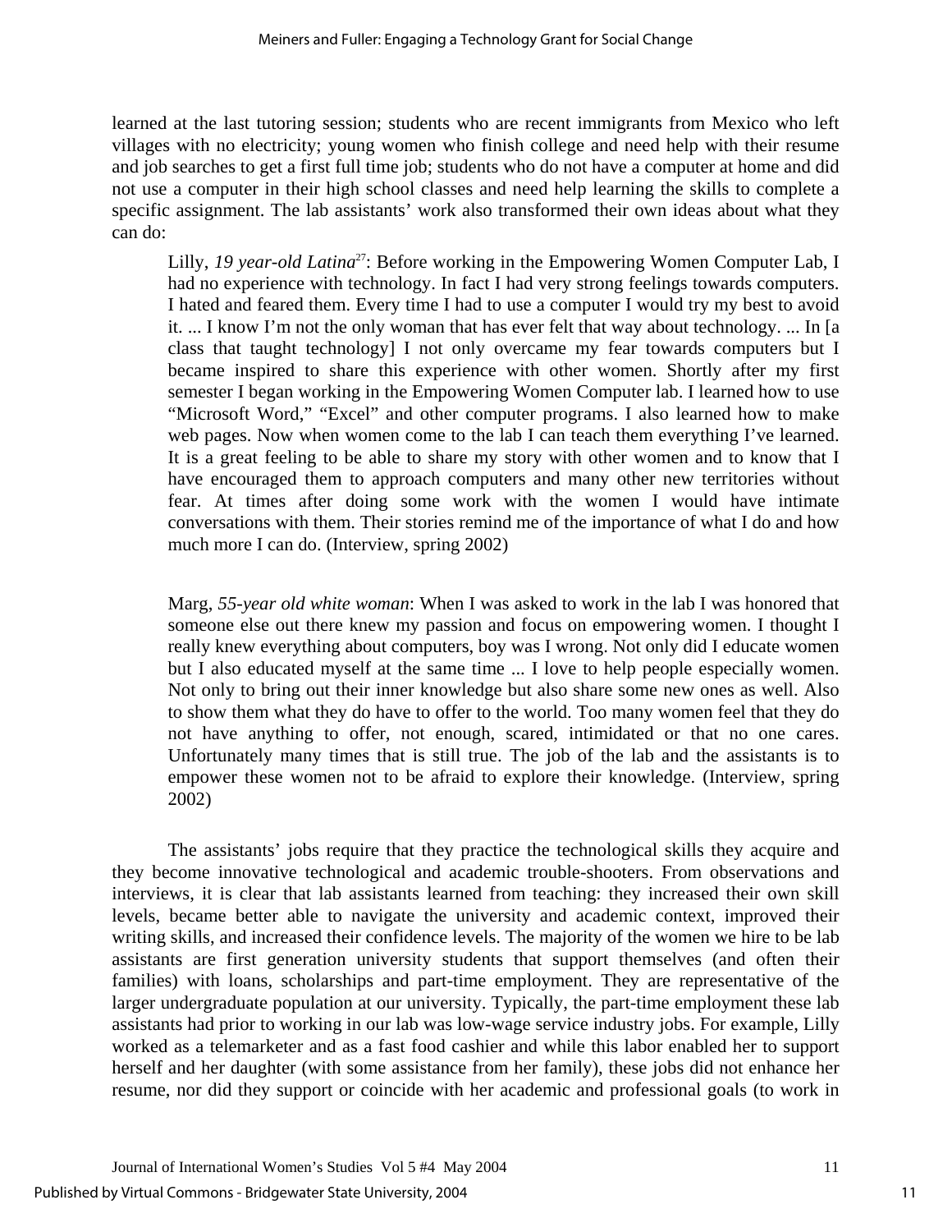learned at the last tutoring session; students who are recent immigrants from Mexico who left villages with no electricity; young women who finish college and need help with their resume and job searches to get a first full time job; students who do not have a computer at home and did not use a computer in their high school classes and need help learning the skills to complete a specific assignment. The lab assistants' work also transformed their own ideas about what they can do:

> Lilly, *19 year-old Latina*[27]: Before working in the Empowering Women Computer Lab, I had no experience with technology. In fact I had very strong feelings towards computers. I hated and feared them. Every time I had to use a computer I would try my best to avoid it. ... I know I'm not the only woman that has ever felt that way about technology. ... In [a class that taught technology] I not only overcame my fear towards computers but I became inspired to share this experience with other women. Shortly after my first semester I began working in the Empowering Women Computer lab. I learned how to use "Microsoft Word," "Excel" and other computer programs. I also learned how to make web pages. Now when women come to the lab I can teach them everything I've learned. It is a great feeling to be able to share my story with other women and to know that I have encouraged them to approach computers and many other new territories without fear. At times after doing some work with the women I would have intimate conversations with them. Their stories remind me of the importance of what I do and how much more I can do. (Interview, spring 2002)

> Marg, *55-year old white woman*: When I was asked to work in the lab I was honored that someone else out there knew my passion and focus on empowering women. I thought I really knew everything about computers, boy was I wrong. Not only did I educate women but I also educated myself at the same time ... I love to help people especially women. Not only to bring out their inner knowledge but also share some new ones as well. Also to show them what they do have to offer to the world. Too many women feel that they do not have anything to offer, not enough, scared, intimidated or that no one cares. Unfortunately many times that is still true. The job of the lab and the assistants is to empower these women not to be afraid to explore their knowledge. (Interview, spring 2002)

The assistants' jobs require that they practice the technological skills they acquire and they become innovative technological and academic trouble-shooters. From observations and interviews, it is clear that lab assistants learned from teaching: they increased their own skill levels, became better able to navigate the university and academic context, improved their writing skills, and increased their confidence levels. The majority of the women we hire to be lab assistants are first generation university students that support themselves (and often their families) with loans, scholarships and part-time employment. They are representative of the larger undergraduate population at our university. Typically, the part-time employment these lab assistants had prior to working in our lab was low-wage service industry jobs. For example, Lilly worked as a telemarketer and as a fast food cashier and while this labor enabled her to support herself and her daughter (with some assistance from her family), these jobs did not enhance her resume, nor did they support or coincide with her academic and professional goals (to work in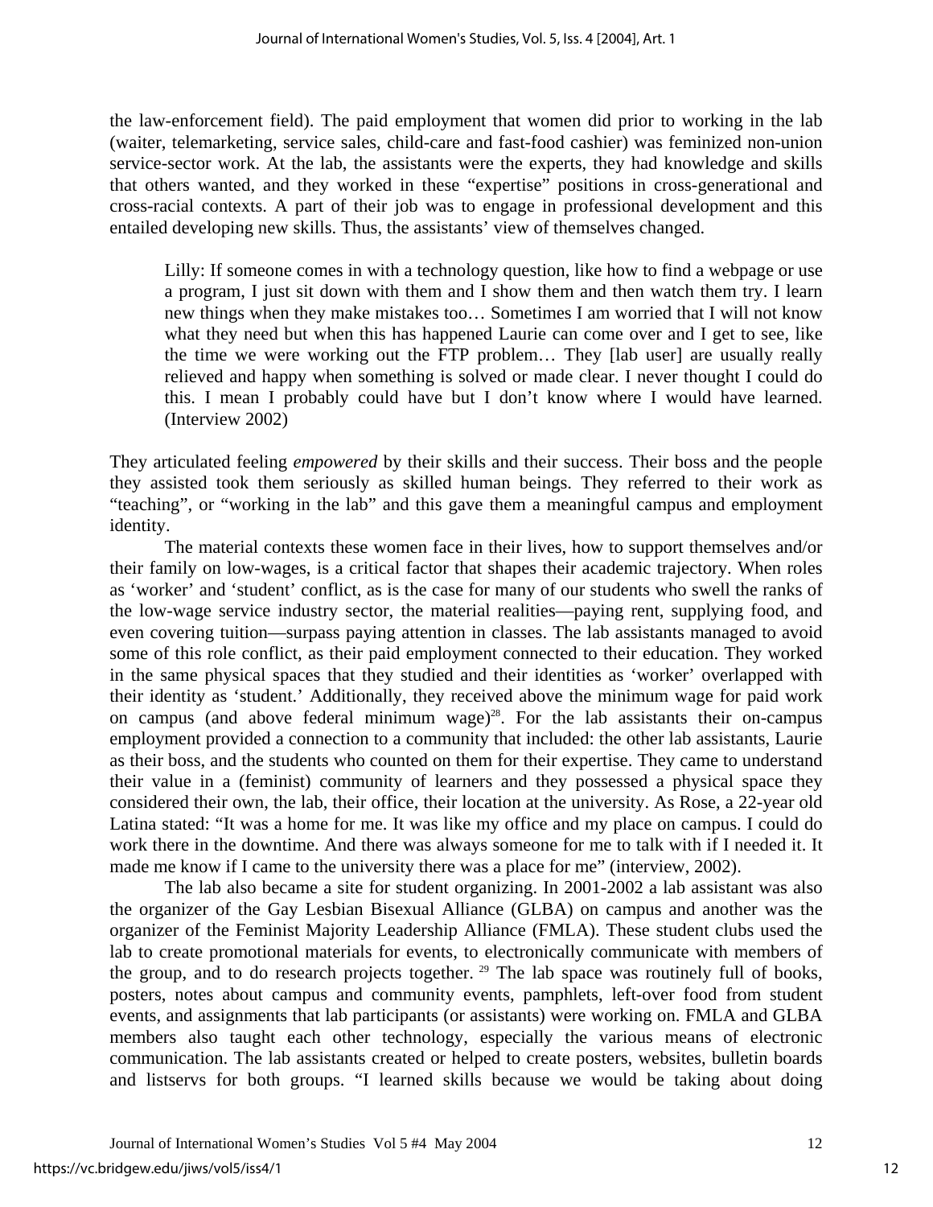the law-enforcement field). The paid employment that women did prior to working in the lab (waiter, telemarketing, service sales, child-care and fast-food cashier) was feminized non-union service-sector work. At the lab, the assistants were the experts, they had knowledge and skills that others wanted, and they worked in these "expertise" positions in cross-generational and cross-racial contexts. A part of their job was to engage in professional development and this entailed developing new skills. Thus, the assistants' view of themselves changed.

> Lilly: If someone comes in with a technology question, like how to find a webpage or use a program, I just sit down with them and I show them and then watch them try. I learn new things when they make mistakes too… Sometimes I am worried that I will not know what they need but when this has happened Laurie can come over and I get to see, like the time we were working out the FTP problem… They [lab user] are usually really relieved and happy when something is solved or made clear. I never thought I could do this. I mean I probably could have but I don't know where I would have learned. (Interview 2002)

They articulated feeling *empowered* by their skills and their success. Their boss and the people they assisted took them seriously as skilled human beings. They referred to their work as "teaching", or "working in the lab" and this gave them a meaningful campus and employment identity.

The material contexts these women face in their lives, how to support themselves and/or their family on low-wages, is a critical factor that shapes their academic trajectory. When roles as 'worker' and 'student' conflict, as is the case for many of our students who swell the ranks of the low-wage service industry sector, the material realities—paying rent, supplying food, and even covering tuition—surpass paying attention in classes. The lab assistants managed to avoid some of this role conflict, as their paid employment connected to their education. They worked in the same physical spaces that they studied and their identities as 'worker' overlapped with their identity as 'student.' Additionally, they received above the minimum wage for paid work on campus (and above federal minimum wage)[28]. For the lab assistants their on-campus employment provided a connection to a community that included: the other lab assistants, Laurie as their boss, and the students who counted on them for their expertise. They came to understand their value in a (feminist) community of learners and they possessed a physical space they considered their own, the lab, their office, their location at the university. As Rose, a 22-year old Latina stated: "It was a home for me. It was like my office and my place on campus. I could do work there in the downtime. And there was always someone for me to talk with if I needed it. It made me know if I came to the university there was a place for me" (interview, 2002).

The lab also became a site for student organizing. In 2001-2002 a lab assistant was also the organizer of the Gay Lesbian Bisexual Alliance (GLBA) on campus and another was the organizer of the Feminist Majority Leadership Alliance (FMLA). These student clubs used the lab to create promotional materials for events, to electronically communicate with members of the group, and to do research projects together. [29] The lab space was routinely full of books, posters, notes about campus and community events, pamphlets, left-over food from student events, and assignments that lab participants (or assistants) were working on. FMLA and GLBA members also taught each other technology, especially the various means of electronic communication. The lab assistants created or helped to create posters, websites, bulletin boards and listservs for both groups. "I learned skills because we would be taking about doing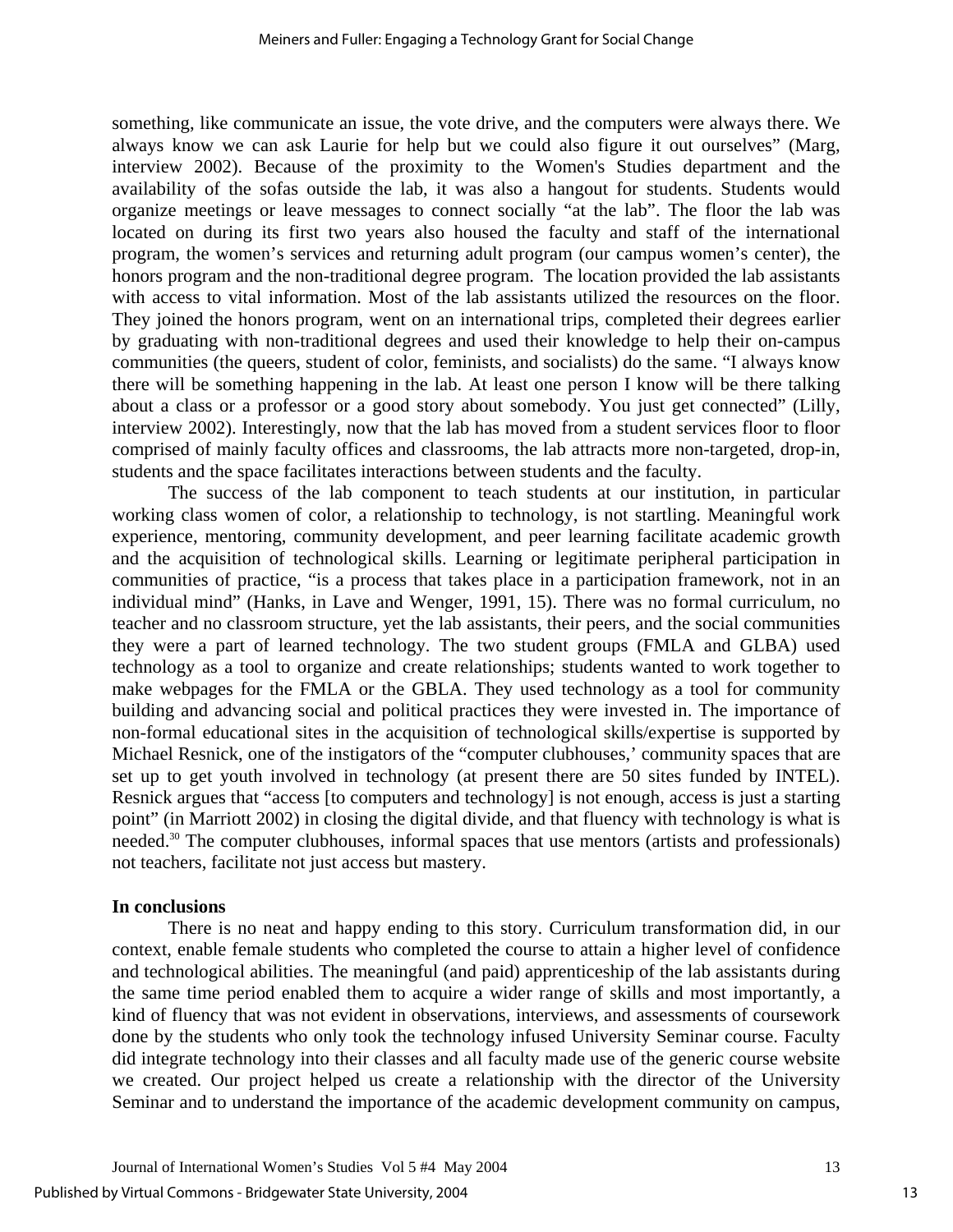something, like communicate an issue, the vote drive, and the computers were always there. We always know we can ask Laurie for help but we could also figure it out ourselves" (Marg, interview 2002). Because of the proximity to the Women's Studies department and the availability of the sofas outside the lab, it was also a hangout for students. Students would organize meetings or leave messages to connect socially "at the lab". The floor the lab was located on during its first two years also housed the faculty and staff of the international program, the women's services and returning adult program (our campus women's center), the honors program and the non-traditional degree program. The location provided the lab assistants with access to vital information. Most of the lab assistants utilized the resources on the floor. They joined the honors program, went on an international trips, completed their degrees earlier by graduating with non-traditional degrees and used their knowledge to help their on-campus communities (the queers, student of color, feminists, and socialists) do the same. "I always know there will be something happening in the lab. At least one person I know will be there talking about a class or a professor or a good story about somebody. You just get connected" (Lilly, interview 2002). Interestingly, now that the lab has moved from a student services floor to floor comprised of mainly faculty offices and classrooms, the lab attracts more non-targeted, drop-in, students and the space facilitates interactions between students and the faculty.

The success of the lab component to teach students at our institution, in particular working class women of color, a relationship to technology, is not startling. Meaningful work experience, mentoring, community development, and peer learning facilitate academic growth and the acquisition of technological skills. Learning or legitimate peripheral participation in communities of practice, "is a process that takes place in a participation framework, not in an individual mind" (Hanks, in Lave and Wenger, 1991, 15). There was no formal curriculum, no teacher and no classroom structure, yet the lab assistants, their peers, and the social communities they were a part of learned technology. The two student groups (FMLA and GLBA) used technology as a tool to organize and create relationships; students wanted to work together to make webpages for the FMLA or the GBLA. They used technology as a tool for community building and advancing social and political practices they were invested in. The importance of non-formal educational sites in the acquisition of technological skills/expertise is supported by Michael Resnick, one of the instigators of the "computer clubhouses,' community spaces that are set up to get youth involved in technology (at present there are 50 sites funded by INTEL). Resnick argues that "access [to computers and technology] is not enough, access is just a starting point" (in Marriott 2002) in closing the digital divide, and that fluency with technology is what is needed.[30] The computer clubhouses, informal spaces that use mentors (artists and professionals) not teachers, facilitate not just access but mastery.

**In conclusions**

There is no neat and happy ending to this story. Curriculum transformation did, in our context, enable female students who completed the course to attain a higher level of confidence and technological abilities. The meaningful (and paid) apprenticeship of the lab assistants during the same time period enabled them to acquire a wider range of skills and most importantly, a kind of fluency that was not evident in observations, interviews, and assessments of coursework done by the students who only took the technology infused University Seminar course. Faculty did integrate technology into their classes and all faculty made use of the generic course website we created. Our project helped us create a relationship with the director of the University Seminar and to understand the importance of the academic development community on campus,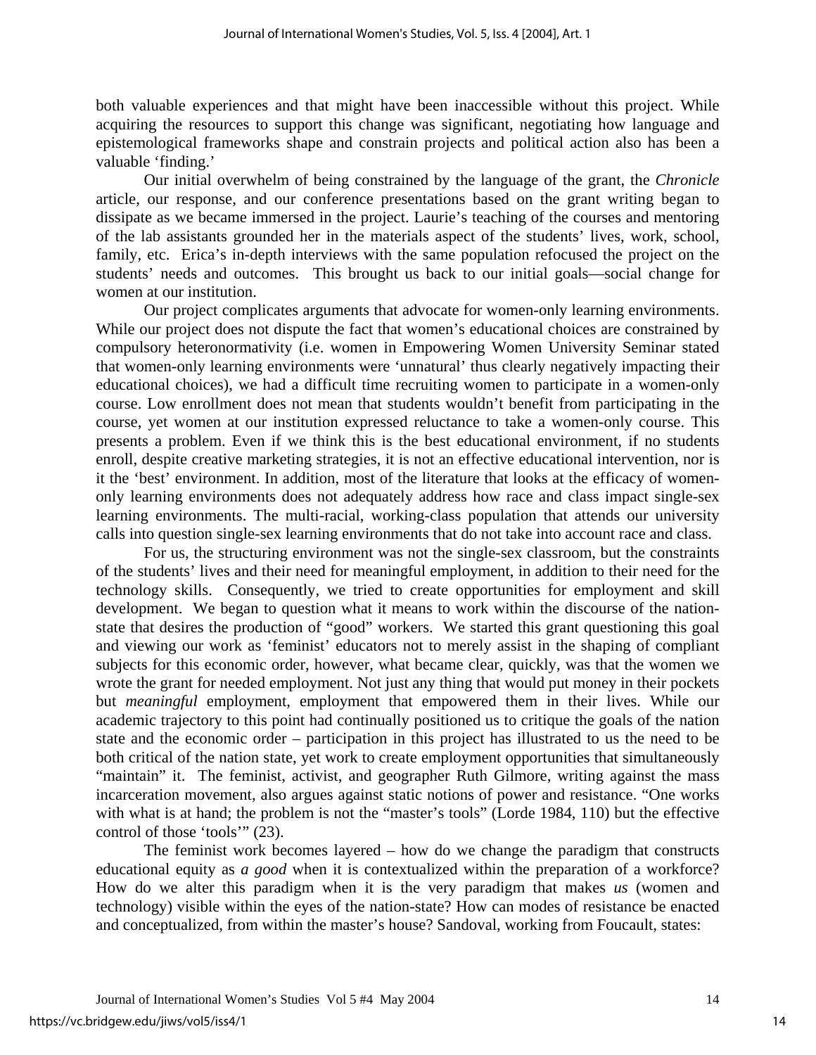both valuable experiences and that might have been inaccessible without this project. While acquiring the resources to support this change was significant, negotiating how language and epistemological frameworks shape and constrain projects and political action also has been a valuable 'finding.'

Our initial overwhelm of being constrained by the language of the grant, the *Chronicle* article, our response, and our conference presentations based on the grant writing began to dissipate as we became immersed in the project. Laurie's teaching of the courses and mentoring of the lab assistants grounded her in the materials aspect of the students' lives, work, school, family, etc. Erica's in-depth interviews with the same population refocused the project on the students' needs and outcomes. This brought us back to our initial goals—social change for women at our institution.

Our project complicates arguments that advocate for women-only learning environments. While our project does not dispute the fact that women's educational choices are constrained by compulsory heteronormativity (i.e. women in Empowering Women University Seminar stated that women-only learning environments were 'unnatural' thus clearly negatively impacting their educational choices), we had a difficult time recruiting women to participate in a women-only course. Low enrollment does not mean that students wouldn't benefit from participating in the course, yet women at our institution expressed reluctance to take a women-only course. This presents a problem. Even if we think this is the best educational environment, if no students enroll, despite creative marketing strategies, it is not an effective educational intervention, nor is it the 'best' environment. In addition, most of the literature that looks at the efficacy of women-only learning environments does not adequately address how race and class impact single-sex learning environments. The multi-racial, working-class population that attends our university calls into question single-sex learning environments that do not take into account race and class.

For us, the structuring environment was not the single-sex classroom, but the constraints of the students' lives and their need for meaningful employment, in addition to their need for the technology skills. Consequently, we tried to create opportunities for employment and skill development. We began to question what it means to work within the discourse of the nation-state that desires the production of "good" workers. We started this grant questioning this goal and viewing our work as 'feminist' educators not to merely assist in the shaping of compliant subjects for this economic order, however, what became clear, quickly, was that the women we wrote the grant for needed employment. Not just any thing that would put money in their pockets but *meaningful* employment, employment that empowered them in their lives. While our academic trajectory to this point had continually positioned us to critique the goals of the nation state and the economic order – participation in this project has illustrated to us the need to be both critical of the nation state, yet work to create employment opportunities that simultaneously "maintain" it. The feminist, activist, and geographer Ruth Gilmore, writing against the mass incarceration movement, also argues against static notions of power and resistance. "One works with what is at hand; the problem is not the "master's tools" (Lorde 1984, 110) but the effective control of those 'tools'" (23).

The feminist work becomes layered – how do we change the paradigm that constructs educational equity as *a good* when it is contextualized within the preparation of a workforce? How do we alter this paradigm when it is the very paradigm that makes *us* (women and technology) visible within the eyes of the nation-state? How can modes of resistance be enacted and conceptualized, from within the master's house? Sandoval, working from Foucault, states: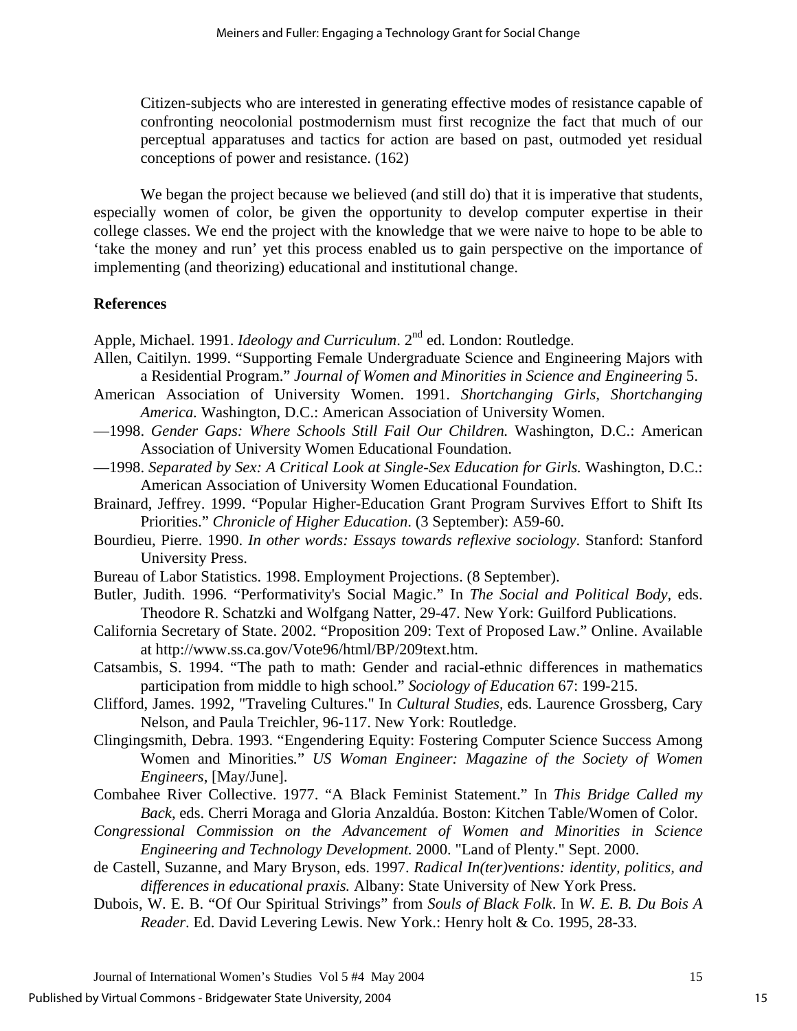> Citizen-subjects who are interested in generating effective modes of resistance capable of confronting neocolonial postmodernism must first recognize the fact that much of our perceptual apparatuses and tactics for action are based on past, outmoded yet residual conceptions of power and resistance. (162)

We began the project because we believed (and still do) that it is imperative that students, especially women of color, be given the opportunity to develop computer expertise in their college classes. We end the project with the knowledge that we were naive to hope to be able to 'take the money and run' yet this process enabled us to gain perspective on the importance of implementing (and theorizing) educational and institutional change.

## References

Apple, Michael. 1991. *Ideology and Curriculum*. 2nd ed. London: Routledge.

Allen, Caitilyn. 1999. "Supporting Female Undergraduate Science and Engineering Majors with a Residential Program." *Journal of Women and Minorities in Science and Engineering* 5.

American Association of University Women. 1991. *Shortchanging Girls, Shortchanging America.* Washington, D.C.: American Association of University Women.

—1998. *Gender Gaps: Where Schools Still Fail Our Children.* Washington, D.C.: American Association of University Women Educational Foundation.

—1998. *Separated by Sex: A Critical Look at Single-Sex Education for Girls.* Washington, D.C.: American Association of University Women Educational Foundation.

Brainard, Jeffrey. 1999. "Popular Higher-Education Grant Program Survives Effort to Shift Its Priorities." *Chronicle of Higher Education*. (3 September): A59-60.

Bourdieu, Pierre. 1990. *In other words: Essays towards reflexive sociology*. Stanford: Stanford University Press.

Bureau of Labor Statistics. 1998. Employment Projections. (8 September).

Butler, Judith. 1996. "Performativity's Social Magic." In *The Social and Political Body,* eds. Theodore R. Schatzki and Wolfgang Natter, 29-47. New York: Guilford Publications.

California Secretary of State. 2002. "Proposition 209: Text of Proposed Law." Online. Available at http://www.ss.ca.gov/Vote96/html/BP/209text.htm.

Catsambis, S. 1994. "The path to math: Gender and racial-ethnic differences in mathematics participation from middle to high school." *Sociology of Education* 67: 199-215.

Clifford, James. 1992, "Traveling Cultures." In *Cultural Studies,* eds. Laurence Grossberg, Cary Nelson, and Paula Treichler, 96-117. New York: Routledge.

Clingingsmith, Debra. 1993. "Engendering Equity: Fostering Computer Science Success Among Women and Minorities." *US Woman Engineer: Magazine of the Society of Women Engineers*, [May/June].

Combahee River Collective. 1977. "A Black Feminist Statement." In *This Bridge Called my Back*, eds. Cherri Moraga and Gloria Anzaldúa. Boston: Kitchen Table/Women of Color.

*Congressional Commission on the Advancement of Women and Minorities in Science Engineering and Technology Development.* 2000. "Land of Plenty." Sept. 2000.

de Castell, Suzanne, and Mary Bryson, eds. 1997. *Radical In(ter)ventions: identity, politics, and differences in educational praxis.* Albany: State University of New York Press.

Dubois, W. E. B. "Of Our Spiritual Strivings" from *Souls of Black Folk*. In *W. E. B. Du Bois A Reader.* Ed. David Levering Lewis. New York.: Henry holt & Co. 1995, 28-33.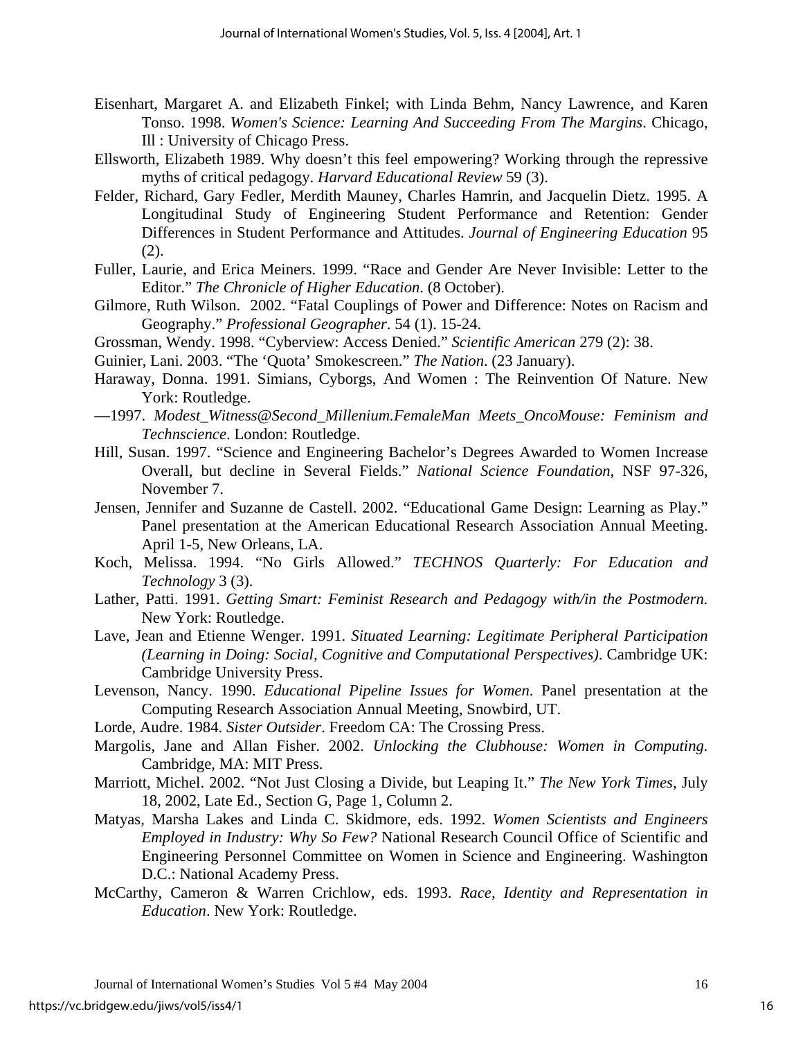Eisenhart, Margaret A. and Elizabeth Finkel; with Linda Behm, Nancy Lawrence, and Karen Tonso. 1998. *Women's Science: Learning And Succeeding From The Margins*. Chicago, Ill : University of Chicago Press.

Ellsworth, Elizabeth 1989. Why doesn't this feel empowering? Working through the repressive myths of critical pedagogy. *Harvard Educational Review* 59 (3).

Felder, Richard, Gary Fedler, Merdith Mauney, Charles Hamrin, and Jacquelin Dietz. 1995. A Longitudinal Study of Engineering Student Performance and Retention: Gender Differences in Student Performance and Attitudes. *Journal of Engineering Education* 95 (2).

Fuller, Laurie, and Erica Meiners. 1999. "Race and Gender Are Never Invisible: Letter to the Editor." *The Chronicle of Higher Education*. (8 October).

Gilmore, Ruth Wilson. 2002. "Fatal Couplings of Power and Difference: Notes on Racism and Geography." *Professional Geographer*. 54 (1). 15-24.

Grossman, Wendy. 1998. "Cyberview: Access Denied." *Scientific American* 279 (2): 38.

Guinier, Lani. 2003. "The 'Quota' Smokescreen." *The Nation*. (23 January).

Haraway, Donna. 1991. Simians, Cyborgs, And Women : The Reinvention Of Nature. New York: Routledge.

—1997. *Modest_Witness@Second_Millenium.FemaleMan Meets_OncoMouse: Feminism and Technscience*. London: Routledge.

Hill, Susan. 1997. "Science and Engineering Bachelor's Degrees Awarded to Women Increase Overall, but decline in Several Fields." *National Science Foundation*, NSF 97-326, November 7.

Jensen, Jennifer and Suzanne de Castell. 2002. "Educational Game Design: Learning as Play." Panel presentation at the American Educational Research Association Annual Meeting. April 1-5, New Orleans, LA.

Koch, Melissa. 1994. "No Girls Allowed." *TECHNOS Quarterly: For Education and Technology* 3 (3).

Lather, Patti. 1991. *Getting Smart: Feminist Research and Pedagogy with/in the Postmodern.* New York: Routledge.

Lave, Jean and Etienne Wenger. 1991. *Situated Learning: Legitimate Peripheral Participation (Learning in Doing: Social, Cognitive and Computational Perspectives)*. Cambridge UK: Cambridge University Press.

Levenson, Nancy. 1990. *Educational Pipeline Issues for Women*. Panel presentation at the Computing Research Association Annual Meeting, Snowbird, UT.

Lorde, Audre. 1984. *Sister Outsider*. Freedom CA: The Crossing Press.

Margolis, Jane and Allan Fisher. 2002. *Unlocking the Clubhouse: Women in Computing.* Cambridge, MA: MIT Press.

Marriott, Michel. 2002. "Not Just Closing a Divide, but Leaping It." *The New York Times*, July 18, 2002, Late Ed., Section G, Page 1, Column 2.

Matyas, Marsha Lakes and Linda C. Skidmore, eds. 1992. *Women Scientists and Engineers Employed in Industry: Why So Few?* National Research Council Office of Scientific and Engineering Personnel Committee on Women in Science and Engineering. Washington D.C.: National Academy Press.

McCarthy, Cameron & Warren Crichlow, eds. 1993. *Race, Identity and Representation in Education*. New York: Routledge.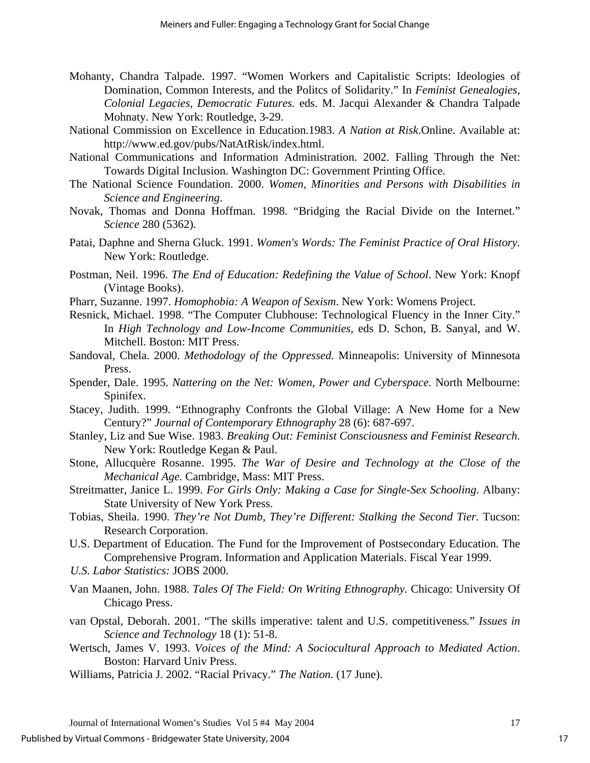Mohanty, Chandra Talpade. 1997. "Women Workers and Capitalistic Scripts: Ideologies of Domination, Common Interests, and the Politcs of Solidarity." In *Feminist Genealogies, Colonial Legacies, Democratic Futures.* eds. M. Jacqui Alexander & Chandra Talpade Mohnaty. New York: Routledge, 3-29.

National Commission on Excellence in Education.1983. *A Nation at Risk*.Online. Available at: http://www.ed.gov/pubs/NatAtRisk/index.html.

National Communications and Information Administration. 2002. Falling Through the Net: Towards Digital Inclusion. Washington DC: Government Printing Office.

The National Science Foundation. 2000. *Women, Minorities and Persons with Disabilities in Science and Engineering*.

Novak, Thomas and Donna Hoffman. 1998. "Bridging the Racial Divide on the Internet." *Science* 280 (5362).

Patai, Daphne and Sherna Gluck. 1991. *Women's Words: The Feminist Practice of Oral History.* New York: Routledge.

Postman, Neil. 1996. *The End of Education: Redefining the Value of School*. New York: Knopf (Vintage Books).

Pharr, Suzanne. 1997. *Homophobia: A Weapon of Sexism*. New York: Womens Project.

Resnick, Michael. 1998. "The Computer Clubhouse: Technological Fluency in the Inner City." In *High Technology and Low-Income Communities*, eds D. Schon, B. Sanyal, and W. Mitchell. Boston: MIT Press.

Sandoval, Chela. 2000. *Methodology of the Oppressed.* Minneapolis: University of Minnesota Press.

Spender, Dale. 1995. *Nattering on the Net: Women, Power and Cyberspace.* North Melbourne: Spinifex.

Stacey, Judith. 1999. "Ethnography Confronts the Global Village: A New Home for a New Century?" *Journal of Contemporary Ethnography* 28 (6): 687-697.

Stanley, Liz and Sue Wise. 1983. *Breaking Out: Feminist Consciousness and Feminist Research.* New York: Routledge Kegan & Paul.

Stone, Allucquère Rosanne. 1995. *The War of Desire and Technology at the Close of the Mechanical Age.* Cambridge, Mass: MIT Press.

Streitmatter, Janice L. 1999. *For Girls Only: Making a Case for Single-Sex Schooling*. Albany: State University of New York Press.

Tobias, Sheila. 1990. *They're Not Dumb, They're Different: Stalking the Second Tier*. Tucson: Research Corporation.

U.S. Department of Education. The Fund for the Improvement of Postsecondary Education. The Comprehensive Program. Information and Application Materials. Fiscal Year 1999.

*U.S. Labor Statistics:* JOBS 2000.

Van Maanen, John. 1988. *Tales Of The Field: On Writing Ethnography.* Chicago: University Of Chicago Press.

van Opstal, Deborah. 2001. "The skills imperative: talent and U.S. competitiveness." *Issues in Science and Technology* 18 (1): 51-8.

Wertsch, James V. 1993. *Voices of the Mind: A Sociocultural Approach to Mediated Action*. Boston: Harvard Univ Press.

Williams, Patricia J. 2002. "Racial Privacy." *The Nation*. (17 June).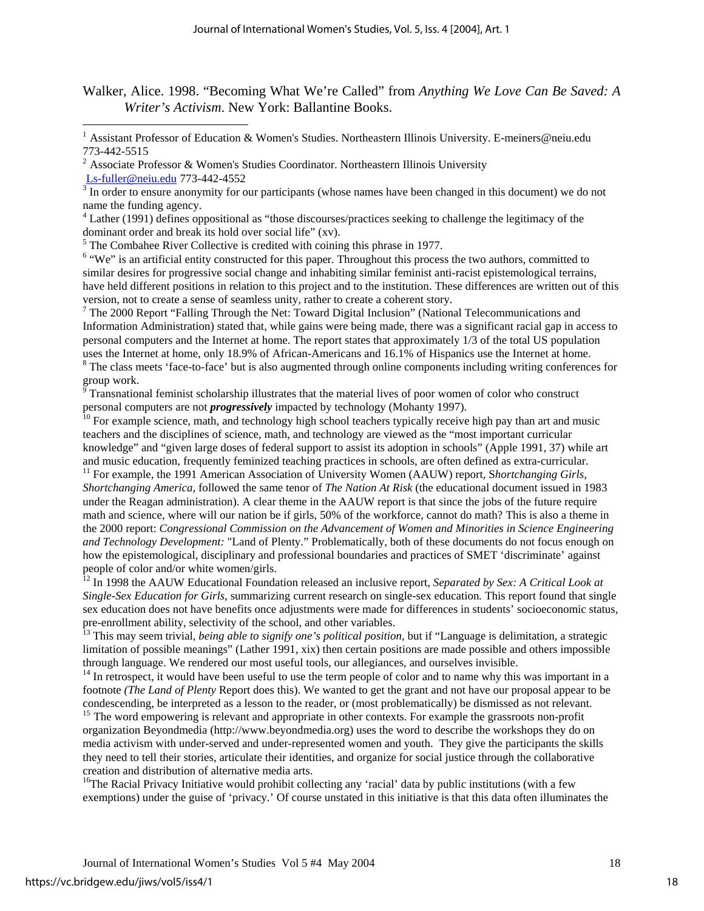Walker, Alice. 1998. "Becoming What We're Called" from *Anything We Love Can Be Saved: A Writer's Activism*. New York: Ballantine Books.

---

[1] Assistant Professor of Education & Women's Studies. Northeastern Illinois University. E-meiners@neiu.edu 773-442-5515

[2] Associate Professor & Women's Studies Coordinator. Northeastern Illinois University Ls-fuller@neiu.edu 773-442-4552

[3] In order to ensure anonymity for our participants (whose names have been changed in this document) we do not name the funding agency.

[4] Lather (1991) defines oppositional as "those discourses/practices seeking to challenge the legitimacy of the dominant order and break its hold over social life" (xv).

[5] The Combahee River Collective is credited with coining this phrase in 1977.

[6] "We" is an artificial entity constructed for this paper. Throughout this process the two authors, committed to similar desires for progressive social change and inhabiting similar feminist anti-racist epistemological terrains, have held different positions in relation to this project and to the institution. These differences are written out of this version, not to create a sense of seamless unity, rather to create a coherent story.

[7] The 2000 Report "Falling Through the Net: Toward Digital Inclusion" (National Telecommunications and Information Administration) stated that, while gains were being made, there was a significant racial gap in access to personal computers and the Internet at home. The report states that approximately 1/3 of the total US population uses the Internet at home, only 18.9% of African-Americans and 16.1% of Hispanics use the Internet at home.

[8] The class meets 'face-to-face' but is also augmented through online components including writing conferences for group work.

[9] Transnational feminist scholarship illustrates that the material lives of poor women of color who construct personal computers are not ***progressively*** impacted by technology (Mohanty 1997).

[10] For example science, math, and technology high school teachers typically receive high pay than art and music teachers and the disciplines of science, math, and technology are viewed as the "most important curricular knowledge" and "given large doses of federal support to assist its adoption in schools" (Apple 1991, 37) while art and music education, frequently feminized teaching practices in schools, are often defined as extra-curricular.

[11] For example, the 1991 American Association of University Women (AAUW) report, S*hortchanging Girls, Shortchanging America,* followed the same tenor of *The Nation At Risk* (the educational document issued in 1983 under the Reagan administration). A clear theme in the AAUW report is that since the jobs of the future require math and science, where will our nation be if girls, 50% of the workforce, cannot do math? This is also a theme in the 2000 report: *Congressional Commission on the Advancement of Women and Minorities in Science Engineering and Technology Development:* "Land of Plenty." Problematically, both of these documents do not focus enough on how the epistemological, disciplinary and professional boundaries and practices of SMET 'discriminate' against people of color and/or white women/girls.

[12] In 1998 the AAUW Educational Foundation released an inclusive report, *Separated by Sex: A Critical Look at Single-Sex Education for Girls,* summarizing current research on single-sex education*.* This report found that single sex education does not have benefits once adjustments were made for differences in students' socioeconomic status, pre-enrollment ability, selectivity of the school, and other variables.

[13] This may seem trivial, *being able to signify one's political position*, but if "Language is delimitation, a strategic limitation of possible meanings" (Lather 1991, xix) then certain positions are made possible and others impossible through language. We rendered our most useful tools, our allegiances, and ourselves invisible.

[14] In retrospect, it would have been useful to use the term people of color and to name why this was important in a footnote *(The Land of Plenty* Report does this). We wanted to get the grant and not have our proposal appear to be condescending, be interpreted as a lesson to the reader, or (most problematically) be dismissed as not relevant.

[15] The word empowering is relevant and appropriate in other contexts. For example the grassroots non-profit organization Beyondmedia (http://www.beyondmedia.org) uses the word to describe the workshops they do on media activism with under-served and under-represented women and youth. They give the participants the skills they need to tell their stories, articulate their identities, and organize for social justice through the collaborative creation and distribution of alternative media arts.

[16] The Racial Privacy Initiative would prohibit collecting any 'racial' data by public institutions (with a few exemptions) under the guise of 'privacy.' Of course unstated in this initiative is that this data often illuminates the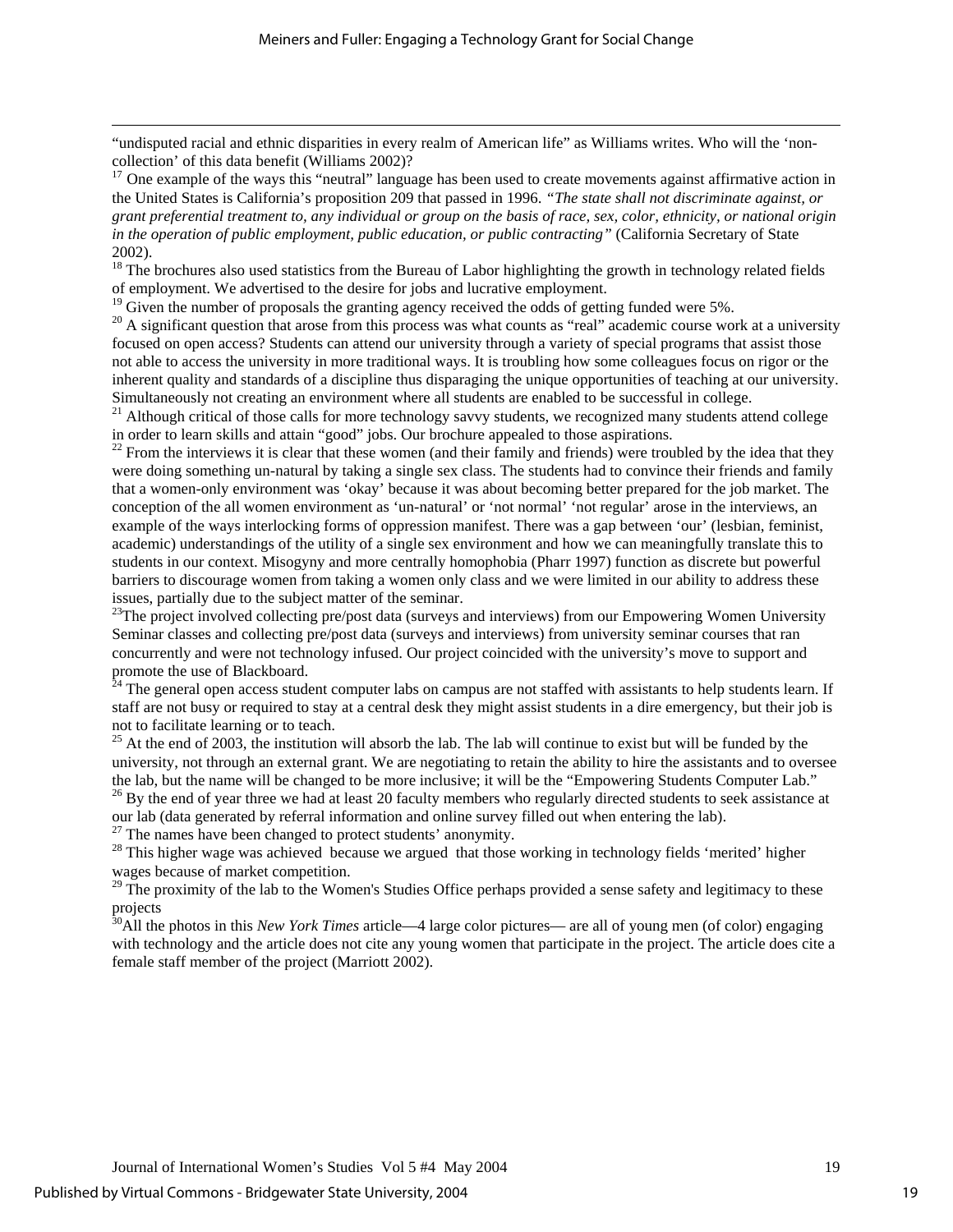"undisputed racial and ethnic disparities in every realm of American life" as Williams writes. Who will the 'non-collection' of this data benefit (Williams 2002)?

[17] One example of the ways this "neutral" language has been used to create movements against affirmative action in the United States is California's proposition 209 that passed in 1996. *"The state shall not discriminate against, or grant preferential treatment to, any individual or group on the basis of race, sex, color, ethnicity, or national origin in the operation of public employment, public education, or public contracting"* (California Secretary of State 2002).

[18] The brochures also used statistics from the Bureau of Labor highlighting the growth in technology related fields of employment. We advertised to the desire for jobs and lucrative employment.

[19] Given the number of proposals the granting agency received the odds of getting funded were 5%.

[20] A significant question that arose from this process was what counts as "real" academic course work at a university focused on open access? Students can attend our university through a variety of special programs that assist those not able to access the university in more traditional ways. It is troubling how some colleagues focus on rigor or the inherent quality and standards of a discipline thus disparaging the unique opportunities of teaching at our university. Simultaneously not creating an environment where all students are enabled to be successful in college.

[21] Although critical of those calls for more technology savvy students, we recognized many students attend college in order to learn skills and attain "good" jobs. Our brochure appealed to those aspirations.

[22] From the interviews it is clear that these women (and their family and friends) were troubled by the idea that they were doing something un-natural by taking a single sex class. The students had to convince their friends and family that a women-only environment was 'okay' because it was about becoming better prepared for the job market. The conception of the all women environment as 'un-natural' or 'not normal' 'not regular' arose in the interviews, an example of the ways interlocking forms of oppression manifest. There was a gap between 'our' (lesbian, feminist, academic) understandings of the utility of a single sex environment and how we can meaningfully translate this to students in our context. Misogyny and more centrally homophobia (Pharr 1997) function as discrete but powerful barriers to discourage women from taking a women only class and we were limited in our ability to address these issues, partially due to the subject matter of the seminar.

[23] The project involved collecting pre/post data (surveys and interviews) from our Empowering Women University Seminar classes and collecting pre/post data (surveys and interviews) from university seminar courses that ran concurrently and were not technology infused. Our project coincided with the university's move to support and promote the use of Blackboard.

[24] The general open access student computer labs on campus are not staffed with assistants to help students learn. If staff are not busy or required to stay at a central desk they might assist students in a dire emergency, but their job is not to facilitate learning or to teach.

[25] At the end of 2003, the institution will absorb the lab. The lab will continue to exist but will be funded by the university, not through an external grant. We are negotiating to retain the ability to hire the assistants and to oversee the lab, but the name will be changed to be more inclusive; it will be the "Empowering Students Computer Lab."

[26] By the end of year three we had at least 20 faculty members who regularly directed students to seek assistance at our lab (data generated by referral information and online survey filled out when entering the lab).

[27] The names have been changed to protect students' anonymity.

[28] This higher wage was achieved because we argued that those working in technology fields 'merited' higher wages because of market competition.

[29] The proximity of the lab to the Women's Studies Office perhaps provided a sense safety and legitimacy to these projects

[30] All the photos in this *New York Times* article—4 large color pictures— are all of young men (of color) engaging with technology and the article does not cite any young women that participate in the project. The article does cite a female staff member of the project (Marriott 2002).